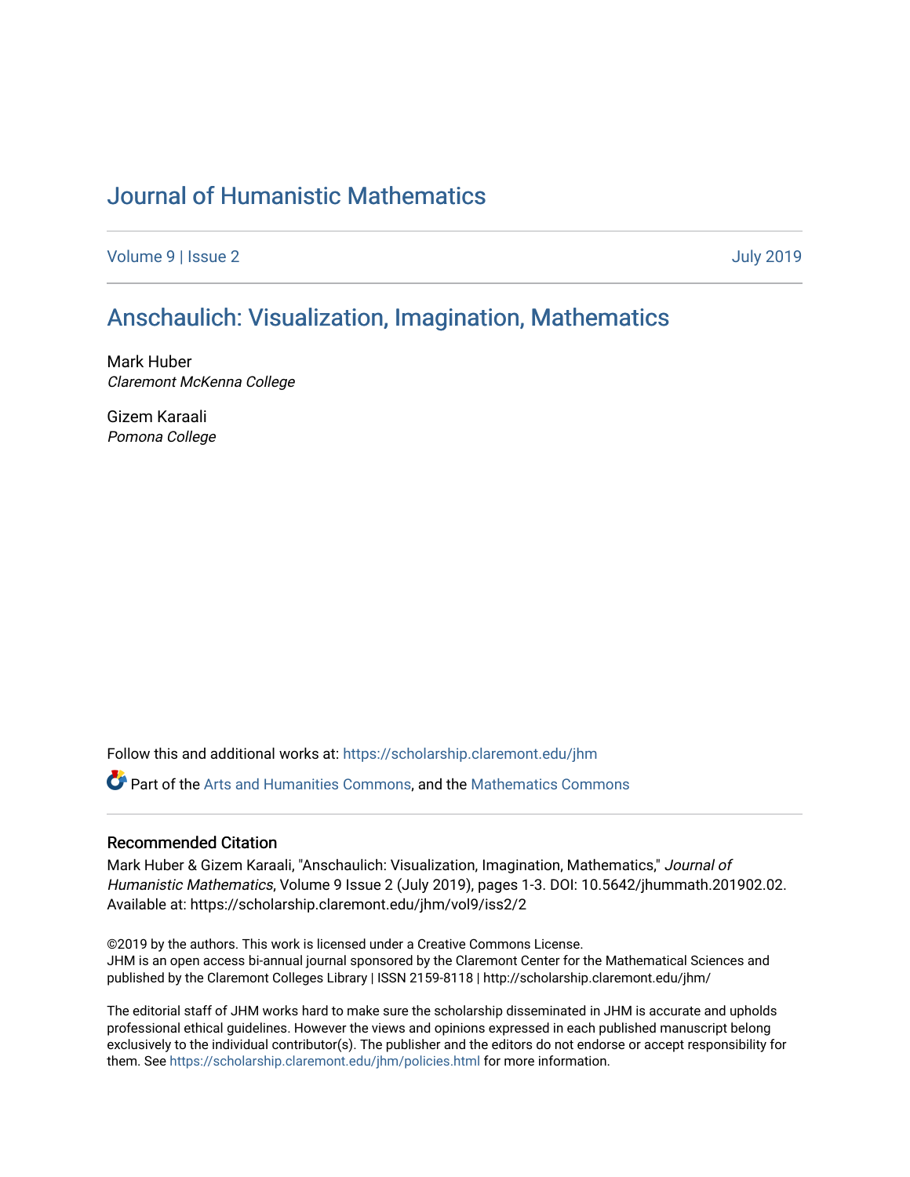# Journal of Humanistic Mathematics

Volume 9 | Issue 2

July 2019

## Anschaulich: Visualization, Imagination, Mathematics

Mark Huber
*Claremont McKenna College*

Gizem Karaali
*Pomona College*

Follow this and additional works at: https://scholarship.claremont.edu/jhm

Part of the Arts and Humanities Commons, and the Mathematics Commons

### Recommended Citation

Mark Huber & Gizem Karaali, "Anschaulich: Visualization, Imagination, Mathematics," *Journal of Humanistic Mathematics*, Volume 9 Issue 2 (July 2019), pages 1-3. DOI: 10.5642/jhummath.201902.02. Available at: https://scholarship.claremont.edu/jhm/vol9/iss2/2

©2019 by the authors. This work is licensed under a Creative Commons License.
JHM is an open access bi-annual journal sponsored by the Claremont Center for the Mathematical Sciences and published by the Claremont Colleges Library | ISSN 2159-8118 | http://scholarship.claremont.edu/jhm/

The editorial staff of JHM works hard to make sure the scholarship disseminated in JHM is accurate and upholds professional ethical guidelines. However the views and opinions expressed in each published manuscript belong exclusively to the individual contributor(s). The publisher and the editors do not endorse or accept responsibility for them. See https://scholarship.claremont.edu/jhm/policies.html for more information.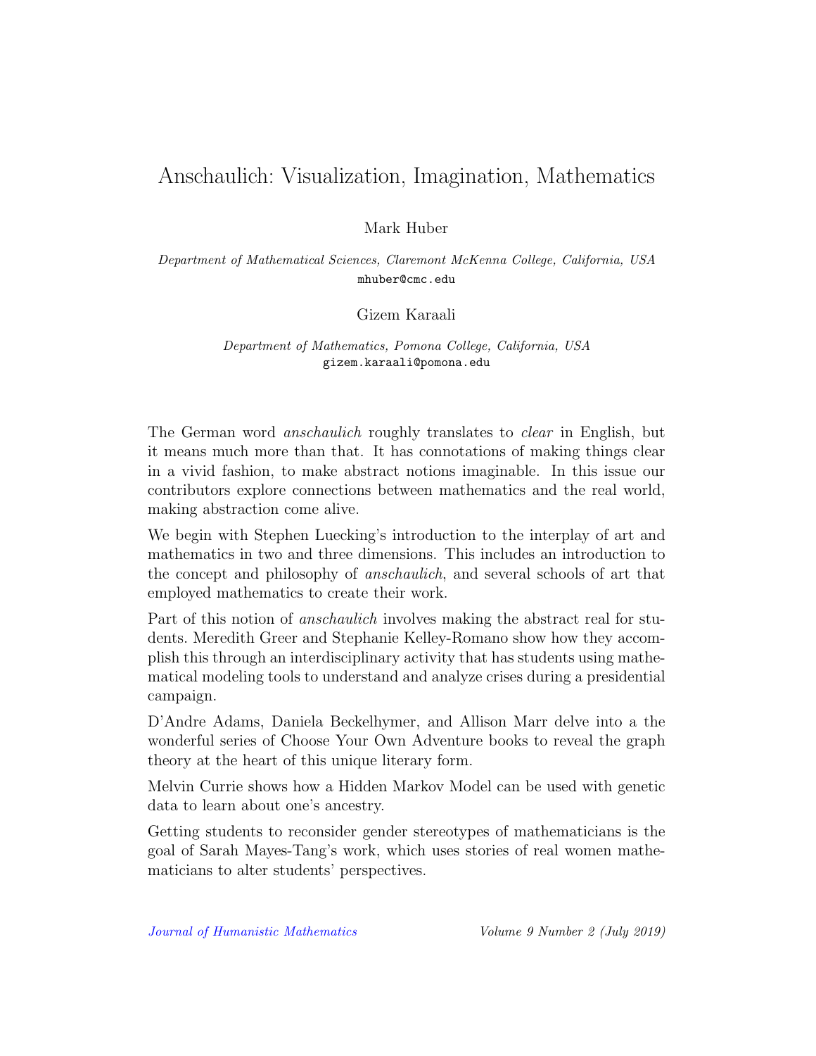# Anschaulich: Visualization, Imagination, Mathematics

Mark Huber

*Department of Mathematical Sciences, Claremont McKenna College, California, USA*
mhuber@cmc.edu

Gizem Karaali

*Department of Mathematics, Pomona College, California, USA*
gizem.karaali@pomona.edu

The German word *anschaulich* roughly translates to *clear* in English, but it means much more than that. It has connotations of making things clear in a vivid fashion, to make abstract notions imaginable. In this issue our contributors explore connections between mathematics and the real world, making abstraction come alive.

We begin with Stephen Luecking's introduction to the interplay of art and mathematics in two and three dimensions. This includes an introduction to the concept and philosophy of *anschaulich*, and several schools of art that employed mathematics to create their work.

Part of this notion of *anschaulich* involves making the abstract real for students. Meredith Greer and Stephanie Kelley-Romano show how they accomplish this through an interdisciplinary activity that has students using mathematical modeling tools to understand and analyze crises during a presidential campaign.

D'Andre Adams, Daniela Beckelhymer, and Allison Marr delve into a the wonderful series of Choose Your Own Adventure books to reveal the graph theory at the heart of this unique literary form.

Melvin Currie shows how a Hidden Markov Model can be used with genetic data to learn about one's ancestry.

Getting students to reconsider gender stereotypes of mathematicians is the goal of Sarah Mayes-Tang's work, which uses stories of real women mathematicians to alter students' perspectives.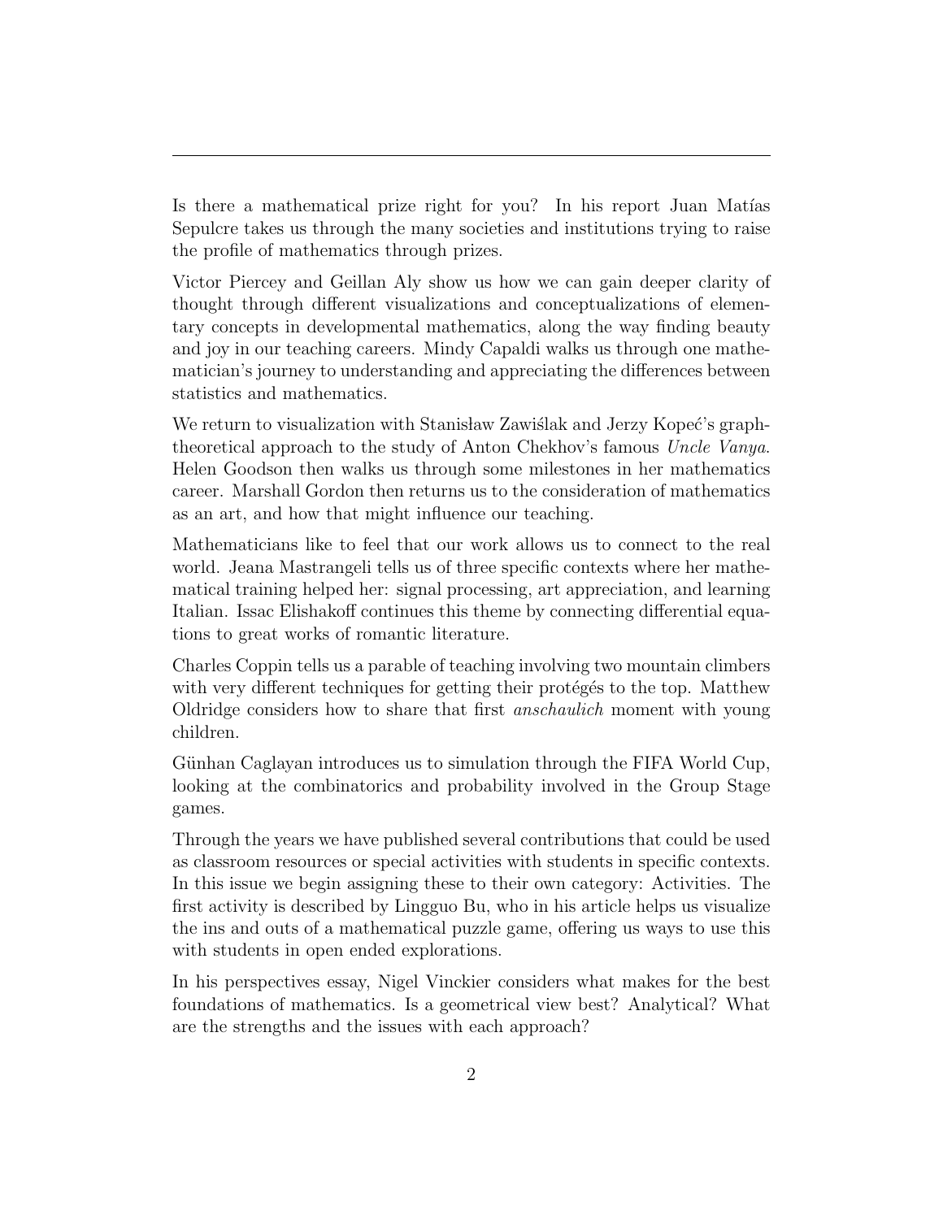Is there a mathematical prize right for you? In his report Juan Matías Sepulcre takes us through the many societies and institutions trying to raise the profile of mathematics through prizes.

Victor Piercey and Geillan Aly show us how we can gain deeper clarity of thought through different visualizations and conceptualizations of elementary concepts in developmental mathematics, along the way finding beauty and joy in our teaching careers. Mindy Capaldi walks us through one mathematician's journey to understanding and appreciating the differences between statistics and mathematics.

We return to visualization with Stanisław Zawiślak and Jerzy Kopeć's graph-theoretical approach to the study of Anton Chekhov's famous *Uncle Vanya*. Helen Goodson then walks us through some milestones in her mathematics career. Marshall Gordon then returns us to the consideration of mathematics as an art, and how that might influence our teaching.

Mathematicians like to feel that our work allows us to connect to the real world. Jeana Mastrangeli tells us of three specific contexts where her mathematical training helped her: signal processing, art appreciation, and learning Italian. Issac Elishakoff continues this theme by connecting differential equations to great works of romantic literature.

Charles Coppin tells us a parable of teaching involving two mountain climbers with very different techniques for getting their protégés to the top. Matthew Oldridge considers how to share that first *anschaulich* moment with young children.

Günhan Caglayan introduces us to simulation through the FIFA World Cup, looking at the combinatorics and probability involved in the Group Stage games.

Through the years we have published several contributions that could be used as classroom resources or special activities with students in specific contexts. In this issue we begin assigning these to their own category: Activities. The first activity is described by Lingguo Bu, who in his article helps us visualize the ins and outs of a mathematical puzzle game, offering us ways to use this with students in open ended explorations.

In his perspectives essay, Nigel Vinckier considers what makes for the best foundations of mathematics. Is a geometrical view best? Analytical? What are the strengths and the issues with each approach?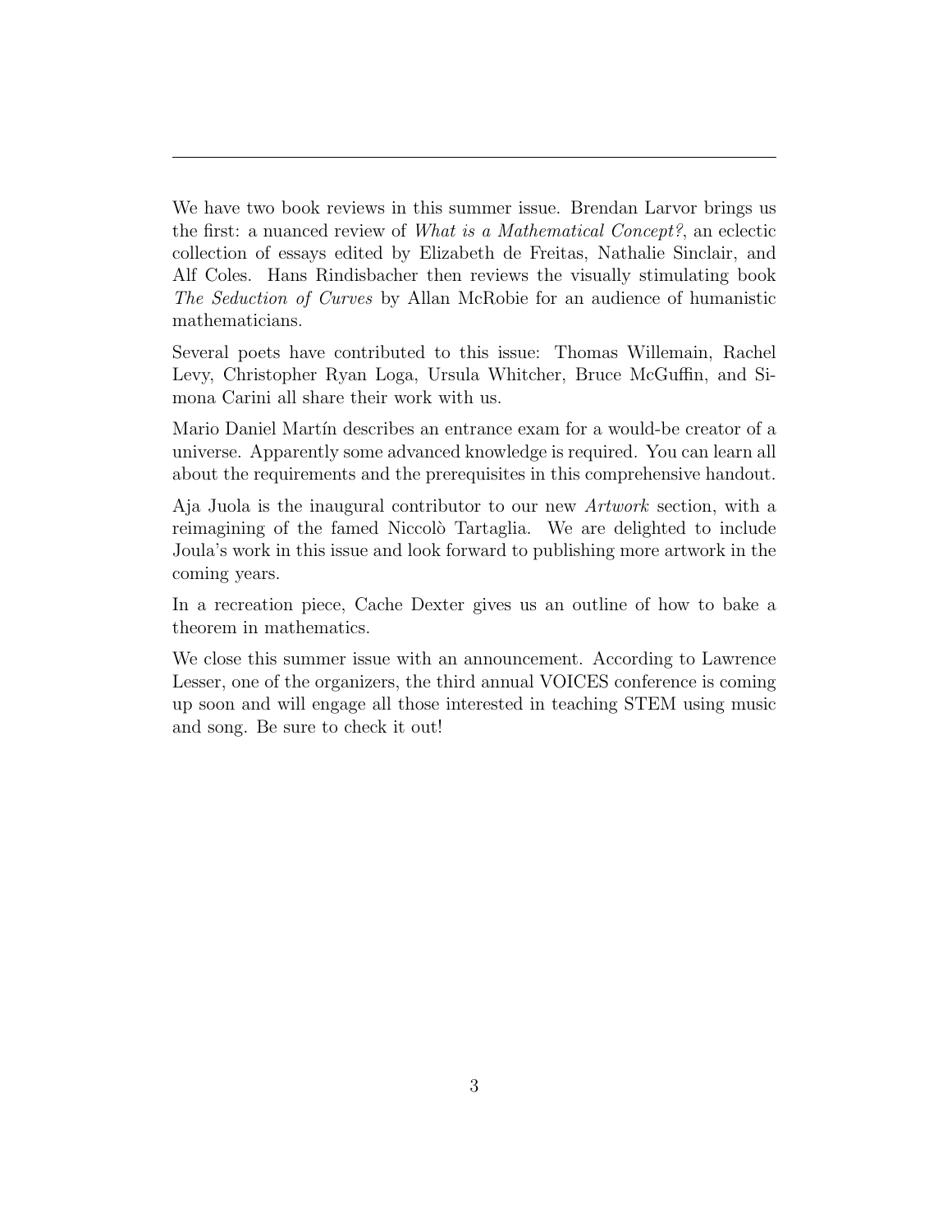We have two book reviews in this summer issue. Brendan Larvor brings us the first: a nuanced review of *What is a Mathematical Concept?*, an eclectic collection of essays edited by Elizabeth de Freitas, Nathalie Sinclair, and Alf Coles. Hans Rindisbacher then reviews the visually stimulating book *The Seduction of Curves* by Allan McRobie for an audience of humanistic mathematicians.

Several poets have contributed to this issue: Thomas Willemain, Rachel Levy, Christopher Ryan Loga, Ursula Whitcher, Bruce McGuffin, and Simona Carini all share their work with us.

Mario Daniel Martín describes an entrance exam for a would-be creator of a universe. Apparently some advanced knowledge is required. You can learn all about the requirements and the prerequisites in this comprehensive handout.

Aja Juola is the inaugural contributor to our new *Artwork* section, with a reimagining of the famed Niccolò Tartaglia. We are delighted to include Joula's work in this issue and look forward to publishing more artwork in the coming years.

In a recreation piece, Cache Dexter gives us an outline of how to bake a theorem in mathematics.

We close this summer issue with an announcement. According to Lawrence Lesser, one of the organizers, the third annual VOICES conference is coming up soon and will engage all those interested in teaching STEM using music and song. Be sure to check it out!